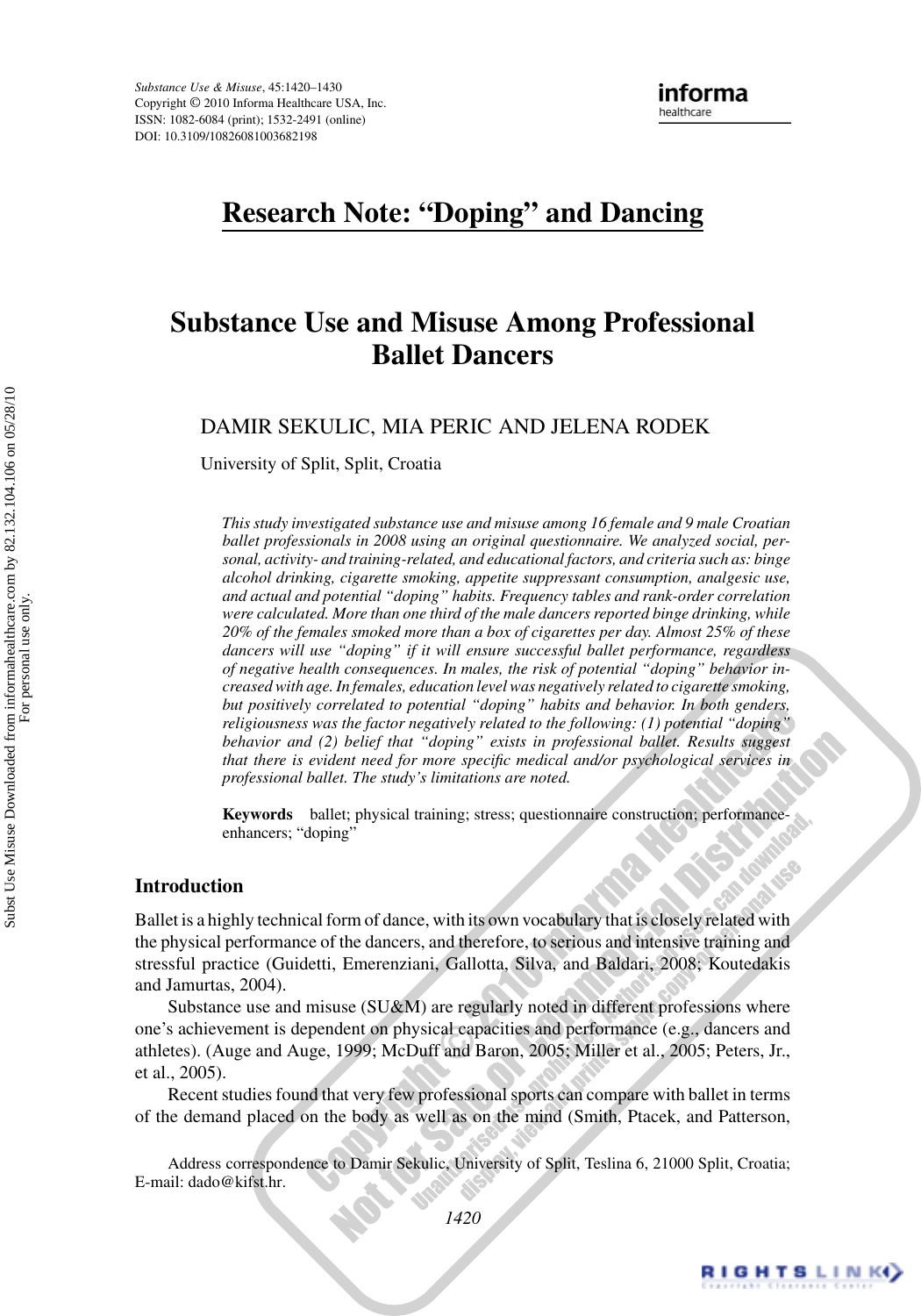# Research Note: "Doping" and Dancing

## Substance Use and Misuse Among Professional Ballet Dancers

DAMIR SEKULIC, MIA PERIC AND JELENA RODEK

University of Split, Split, Croatia

*This study investigated substance use and misuse among 16 female and 9 male Croatian ballet professionals in 2008 using an original questionnaire. We analyzed social, personal, activity- and training-related, and educational factors, and criteria such as: binge alcohol drinking, cigarette smoking, appetite suppressant consumption, analgesic use, and actual and potential "doping" habits. Frequency tables and rank-order correlation were calculated. More than one third of the male dancers reported binge drinking, while 20% of the females smoked more than a box of cigarettes per day. Almost 25% of these dancers will use "doping" if it will ensure successful ballet performance, regardless of negative health consequences. In males, the risk of potential "doping" behavior increased with age. In females, education level was negatively related to cigarette smoking, but positively correlated to potential "doping" habits and behavior. In both genders, religiousness was the factor negatively related to the following: (1) potential "doping" behavior and (2) belief that "doping" exists in professional ballet. Results suggest that there is evident need for more specific medical and/or psychological services in professional ballet. The study's limitations are noted.*

**Keywords** ballet; physical training; stress; questionnaire construction; performance-enhancers; "doping"

## Introduction

Ballet is a highly technical form of dance, with its own vocabulary that is closely related with the physical performance of the dancers, and therefore, to serious and intensive training and stressful practice (Guidetti, Emerenziani, Gallotta, Silva, and Baldari, 2008; Koutedakis and Jamurtas, 2004).

Substance use and misuse (SU&M) are regularly noted in different professions where one's achievement is dependent on physical capacities and performance (e.g., dancers and athletes). (Auge and Auge, 1999; McDuff and Baron, 2005; Miller et al., 2005; Peters, Jr., et al., 2005).

Recent studies found that very few professional sports can compare with ballet in terms of the demand placed on the body as well as on the mind (Smith, Ptacek, and Patterson,

Address correspondence to Damir Sekulic, University of Split, Teslina 6, 21000 Split, Croatia; E-mail: dado@kifst.hr.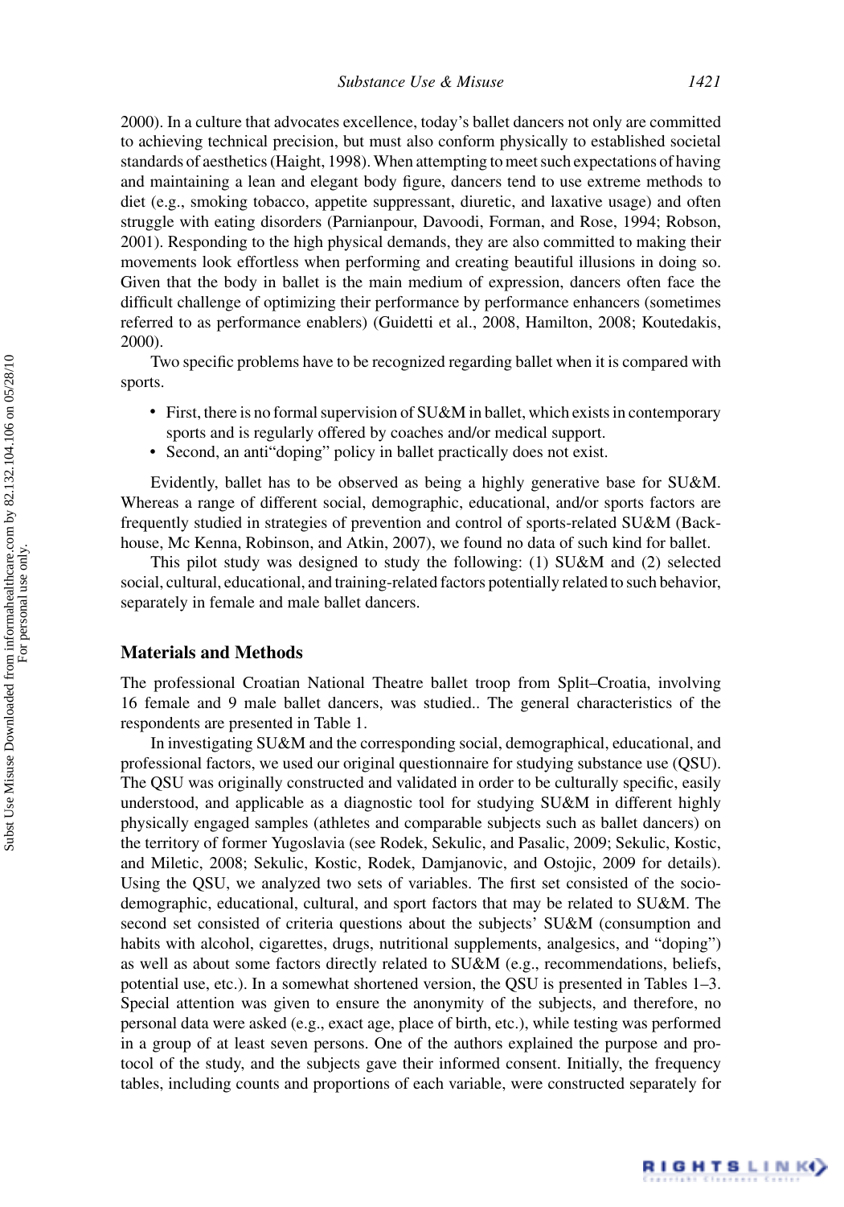2000). In a culture that advocates excellence, today's ballet dancers not only are committed to achieving technical precision, but must also conform physically to established societal standards of aesthetics (Haight, 1998). When attempting to meet such expectations of having and maintaining a lean and elegant body figure, dancers tend to use extreme methods to diet (e.g., smoking tobacco, appetite suppressant, diuretic, and laxative usage) and often struggle with eating disorders (Parnianpour, Davoodi, Forman, and Rose, 1994; Robson, 2001). Responding to the high physical demands, they are also committed to making their movements look effortless when performing and creating beautiful illusions in doing so. Given that the body in ballet is the main medium of expression, dancers often face the difficult challenge of optimizing their performance by performance enhancers (sometimes referred to as performance enablers) (Guidetti et al., 2008, Hamilton, 2008; Koutedakis, 2000).

Two specific problems have to be recognized regarding ballet when it is compared with sports.

- First, there is no formal supervision of SU&M in ballet, which exists in contemporary sports and is regularly offered by coaches and/or medical support.
- Second, an anti"doping" policy in ballet practically does not exist.

Evidently, ballet has to be observed as being a highly generative base for SU&M. Whereas a range of different social, demographic, educational, and/or sports factors are frequently studied in strategies of prevention and control of sports-related SU&M (Backhouse, Mc Kenna, Robinson, and Atkin, 2007), we found no data of such kind for ballet.

This pilot study was designed to study the following: (1) SU&M and (2) selected social, cultural, educational, and training-related factors potentially related to such behavior, separately in female and male ballet dancers.

## Materials and Methods

The professional Croatian National Theatre ballet troop from Split–Croatia, involving 16 female and 9 male ballet dancers, was studied.. The general characteristics of the respondents are presented in Table 1.

In investigating SU&M and the corresponding social, demographical, educational, and professional factors, we used our original questionnaire for studying substance use (QSU). The QSU was originally constructed and validated in order to be culturally specific, easily understood, and applicable as a diagnostic tool for studying SU&M in different highly physically engaged samples (athletes and comparable subjects such as ballet dancers) on the territory of former Yugoslavia (see Rodek, Sekulic, and Pasalic, 2009; Sekulic, Kostic, and Miletic, 2008; Sekulic, Kostic, Rodek, Damjanovic, and Ostojic, 2009 for details). Using the QSU, we analyzed two sets of variables. The first set consisted of the socio-demographic, educational, cultural, and sport factors that may be related to SU&M. The second set consisted of criteria questions about the subjects' SU&M (consumption and habits with alcohol, cigarettes, drugs, nutritional supplements, analgesics, and "doping") as well as about some factors directly related to SU&M (e.g., recommendations, beliefs, potential use, etc.). In a somewhat shortened version, the QSU is presented in Tables 1–3. Special attention was given to ensure the anonymity of the subjects, and therefore, no personal data were asked (e.g., exact age, place of birth, etc.), while testing was performed in a group of at least seven persons. One of the authors explained the purpose and protocol of the study, and the subjects gave their informed consent. Initially, the frequency tables, including counts and proportions of each variable, were constructed separately for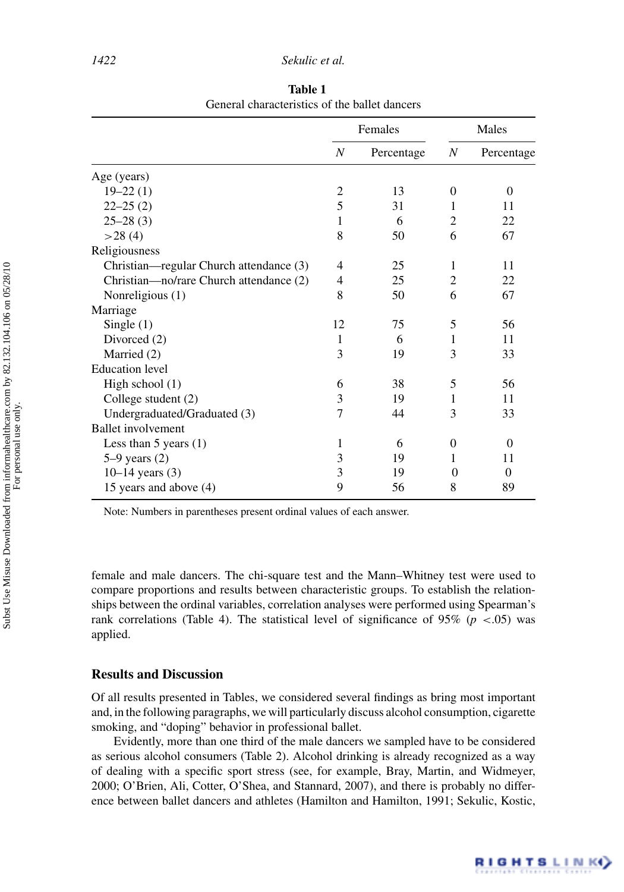**Table 1**
General characteristics of the ballet dancers

| | Females | | Males | |
|---|---|---|---|---|
| | $N$ | Percentage | $N$ | Percentage |
| Age (years) | | | | |
| 19–22 (1) | 2 | 13 | 0 | 0 |
| 22–25 (2) | 5 | 31 | 1 | 11 |
| 25–28 (3) | 1 | 6 | 2 | 22 |
| >28 (4) | 8 | 50 | 6 | 67 |
| Religiousness | | | | |
| Christian—regular Church attendance (3) | 4 | 25 | 1 | 11 |
| Christian—no/rare Church attendance (2) | 4 | 25 | 2 | 22 |
| Nonreligious (1) | 8 | 50 | 6 | 67 |
| Marriage | | | | |
| Single (1) | 12 | 75 | 5 | 56 |
| Divorced (2) | 1 | 6 | 1 | 11 |
| Married (2) | 3 | 19 | 3 | 33 |
| Education level | | | | |
| High school (1) | 6 | 38 | 5 | 56 |
| College student (2) | 3 | 19 | 1 | 11 |
| Undergraduated/Graduated (3) | 7 | 44 | 3 | 33 |
| Ballet involvement | | | | |
| Less than 5 years (1) | 1 | 6 | 0 | 0 |
| 5–9 years (2) | 3 | 19 | 1 | 11 |
| 10–14 years (3) | 3 | 19 | 0 | 0 |
| 15 years and above (4) | 9 | 56 | 8 | 89 |

Note: Numbers in parentheses present ordinal values of each answer.

female and male dancers. The chi-square test and the Mann–Whitney test were used to compare proportions and results between characteristic groups. To establish the relationships between the ordinal variables, correlation analyses were performed using Spearman's rank correlations (Table 4). The statistical level of significance of 95% ($p < .05$) was applied.

## Results and Discussion

Of all results presented in Tables, we considered several findings as bring most important and, in the following paragraphs, we will particularly discuss alcohol consumption, cigarette smoking, and "doping" behavior in professional ballet.

Evidently, more than one third of the male dancers we sampled have to be considered as serious alcohol consumers (Table 2). Alcohol drinking is already recognized as a way of dealing with a specific sport stress (see, for example, Bray, Martin, and Widmeyer, 2000; O'Brien, Ali, Cotter, O'Shea, and Stannard, 2007), and there is probably no difference between ballet dancers and athletes (Hamilton and Hamilton, 1991; Sekulic, Kostic,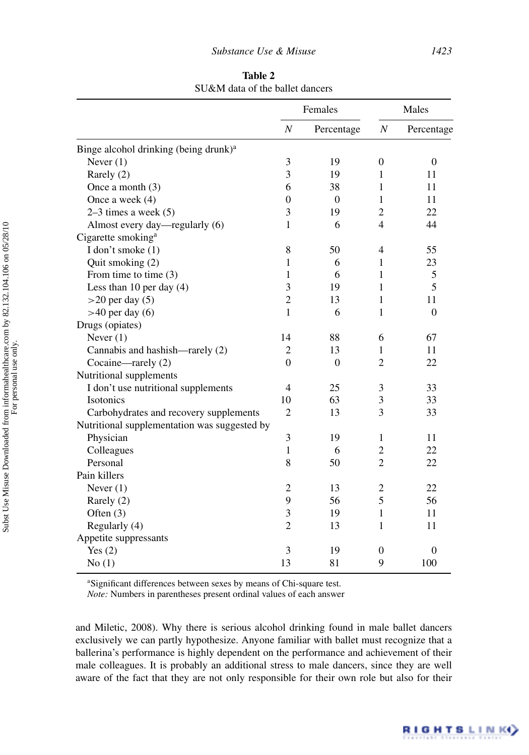**Table 2**
SU&M data of the ballet dancers

| | Females | | Males | |
|---|---|---|---|---|
| | *N* | Percentage | *N* | Percentage |
| Binge alcohol drinking (being drunk)[a] | | | | |
| Never (1) | 3 | 19 | 0 | 0 |
| Rarely (2) | 3 | 19 | 1 | 11 |
| Once a month (3) | 6 | 38 | 1 | 11 |
| Once a week (4) | 0 | 0 | 1 | 11 |
| 2–3 times a week (5) | 3 | 19 | 2 | 22 |
| Almost every day—regularly (6) | 1 | 6 | 4 | 44 |
| Cigarette smoking[a] | | | | |
| I don't smoke (1) | 8 | 50 | 4 | 55 |
| Quit smoking (2) | 1 | 6 | 1 | 23 |
| From time to time (3) | 1 | 6 | 1 | 5 |
| Less than 10 per day (4) | 3 | 19 | 1 | 5 |
| >20 per day (5) | 2 | 13 | 1 | 11 |
| >40 per day (6) | 1 | 6 | 1 | 0 |
| Drugs (opiates) | | | | |
| Never (1) | 14 | 88 | 6 | 67 |
| Cannabis and hashish—rarely (2) | 2 | 13 | 1 | 11 |
| Cocaine—rarely (2) | 0 | 0 | 2 | 22 |
| Nutritional supplements | | | | |
| I don't use nutritional supplements | 4 | 25 | 3 | 33 |
| Isotonics | 10 | 63 | 3 | 33 |
| Carbohydrates and recovery supplements | 2 | 13 | 3 | 33 |
| Nutritional supplementation was suggested by | | | | |
| Physician | 3 | 19 | 1 | 11 |
| Colleagues | 1 | 6 | 2 | 22 |
| Personal | 8 | 50 | 2 | 22 |
| Pain killers | | | | |
| Never (1) | 2 | 13 | 2 | 22 |
| Rarely (2) | 9 | 56 | 5 | 56 |
| Often (3) | 3 | 19 | 1 | 11 |
| Regularly (4) | 2 | 13 | 1 | 11 |
| Appetite suppressants | | | | |
| Yes (2) | 3 | 19 | 0 | 0 |
| No (1) | 13 | 81 | 9 | 100 |

[a]Significant differences between sexes by means of Chi-square test.
*Note:* Numbers in parentheses present ordinal values of each answer

and Miletic, 2008). Why there is serious alcohol drinking found in male ballet dancers exclusively we can partly hypothesize. Anyone familiar with ballet must recognize that a ballerina's performance is highly dependent on the performance and achievement of their male colleagues. It is probably an additional stress to male dancers, since they are well aware of the fact that they are not only responsible for their own role but also for their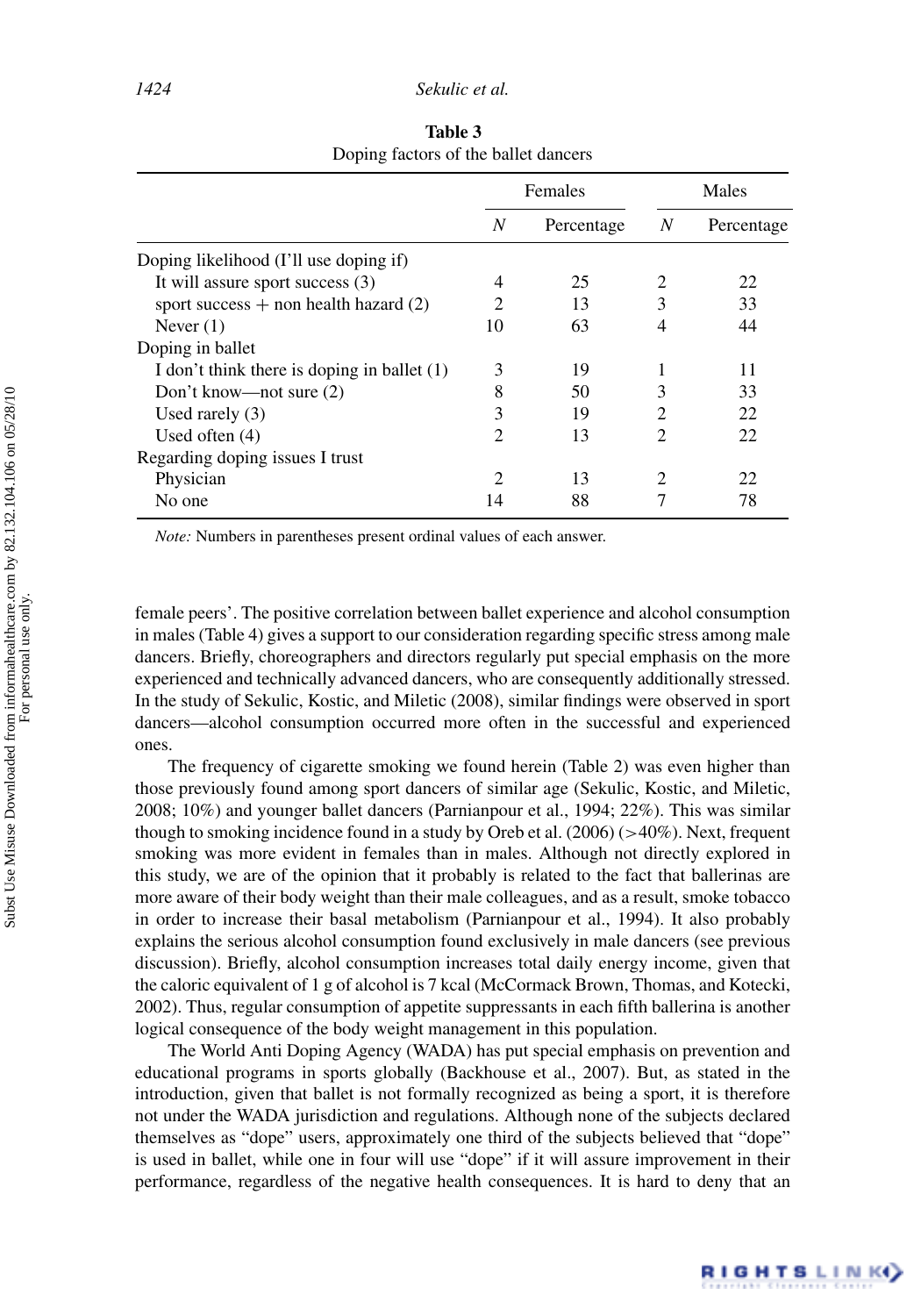**Table 3**
Doping factors of the ballet dancers

| | Females | | Males | |
|---|---|---|---|---|
| | *N* | Percentage | *N* | Percentage |
| Doping likelihood (I'll use doping if) | | | | |
| It will assure sport success (3) | 4 | 25 | 2 | 22 |
| sport success + non health hazard (2) | 2 | 13 | 3 | 33 |
| Never (1) | 10 | 63 | 4 | 44 |
| Doping in ballet | | | | |
| I don't think there is doping in ballet (1) | 3 | 19 | 1 | 11 |
| Don't know—not sure (2) | 8 | 50 | 3 | 33 |
| Used rarely (3) | 3 | 19 | 2 | 22 |
| Used often (4) | 2 | 13 | 2 | 22 |
| Regarding doping issues I trust | | | | |
| Physician | 2 | 13 | 2 | 22 |
| No one | 14 | 88 | 7 | 78 |

*Note:* Numbers in parentheses present ordinal values of each answer.

female peers'. The positive correlation between ballet experience and alcohol consumption in males (Table 4) gives a support to our consideration regarding specific stress among male dancers. Briefly, choreographers and directors regularly put special emphasis on the more experienced and technically advanced dancers, who are consequently additionally stressed. In the study of Sekulic, Kostic, and Miletic (2008), similar findings were observed in sport dancers—alcohol consumption occurred more often in the successful and experienced ones.

The frequency of cigarette smoking we found herein (Table 2) was even higher than those previously found among sport dancers of similar age (Sekulic, Kostic, and Miletic, 2008; 10%) and younger ballet dancers (Parnianpour et al., 1994; 22%). This was similar though to smoking incidence found in a study by Oreb et al. (2006) (>40%). Next, frequent smoking was more evident in females than in males. Although not directly explored in this study, we are of the opinion that it probably is related to the fact that ballerinas are more aware of their body weight than their male colleagues, and as a result, smoke tobacco in order to increase their basal metabolism (Parnianpour et al., 1994). It also probably explains the serious alcohol consumption found exclusively in male dancers (see previous discussion). Briefly, alcohol consumption increases total daily energy income, given that the caloric equivalent of 1 g of alcohol is 7 kcal (McCormack Brown, Thomas, and Kotecki, 2002). Thus, regular consumption of appetite suppressants in each fifth ballerina is another logical consequence of the body weight management in this population.

The World Anti Doping Agency (WADA) has put special emphasis on prevention and educational programs in sports globally (Backhouse et al., 2007). But, as stated in the introduction, given that ballet is not formally recognized as being a sport, it is therefore not under the WADA jurisdiction and regulations. Although none of the subjects declared themselves as "dope" users, approximately one third of the subjects believed that "dope" is used in ballet, while one in four will use "dope" if it will assure improvement in their performance, regardless of the negative health consequences. It is hard to deny that an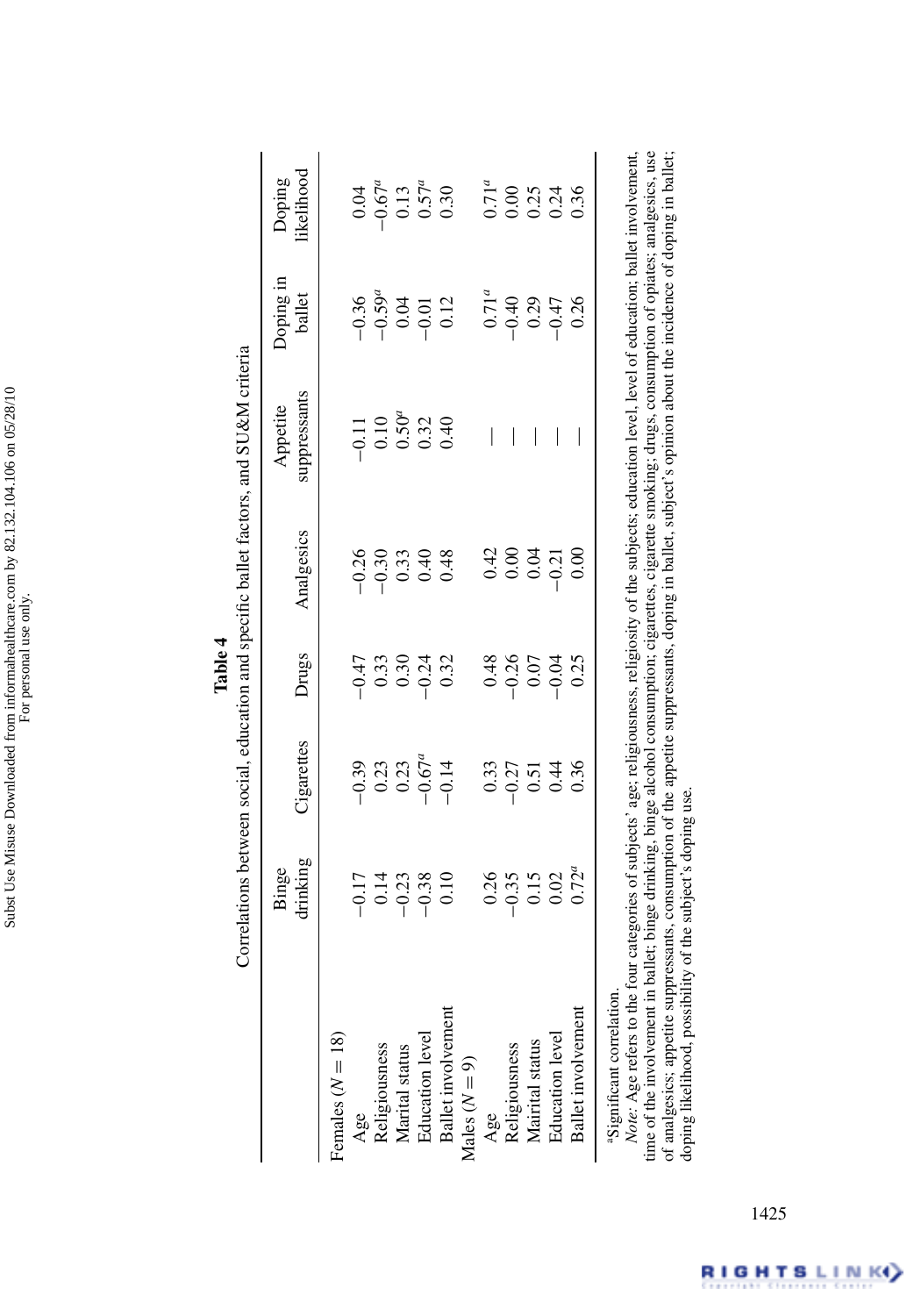**Table 4**

Correlations between social, education and specific ballet factors, and SU&M criteria

| | Binge drinking | Cigarettes | Drugs | Analgesics | Appetite suppressants | Doping in ballet | Doping likelihood |
|---|---|---|---|---|---|---|---|
| Females ($N = 18$) | | | | | | | |
| Age | −0.17 | −0.39 | −0.47 | −0.26 | −0.11 | −0.36 | 0.04 |
| Religiousness | 0.14 | 0.23 | 0.33 | −0.30 | 0.10 | −0.59[a] | −0.67[a] |
| Marital status | −0.23 | 0.23 | 0.30 | 0.33 | 0.50[a] | 0.04 | 0.13 |
| Education level | −0.38 | −0.67[a] | −0.24 | 0.40 | 0.32 | −0.01 | 0.57[a] |
| Ballet involvement | 0.10 | −0.14 | 0.32 | 0.48 | 0.40 | 0.12 | 0.30 |
| Males ($N = 9$) | | | | | | | |
| Age | 0.26 | 0.33 | 0.48 | 0.42 | — | 0.71[a] | 0.71[a] |
| Religiousness | −0.35 | −0.27 | −0.26 | 0.00 | — | −0.40 | 0.00 |
| Mairital status | 0.15 | 0.51 | 0.07 | 0.04 | — | 0.29 | 0.25 |
| Education level | 0.02 | 0.44 | −0.04 | −0.21 | — | −0.47 | 0.24 |
| Ballet involvement | 0.72[a] | 0.36 | 0.25 | 0.00 | — | 0.26 | 0.36 |

[a]Significant correlation.

*Note*: Age refers to the four categories of subjects' age; religiousness, religiosity of the subjects; education level, level of education; ballet involvement, time of the involvement in ballet; binge drinking, binge alcohol consumption; cigarettes, cigarette smoking; drugs, consumption of opiates; analgesics, use of analgesics; appetite suppressants, consumption of the appetite suppressants, doping in ballet, subject's opinion about the incidence of doping in ballet; doping likelihood, possibility of the subject's doping use.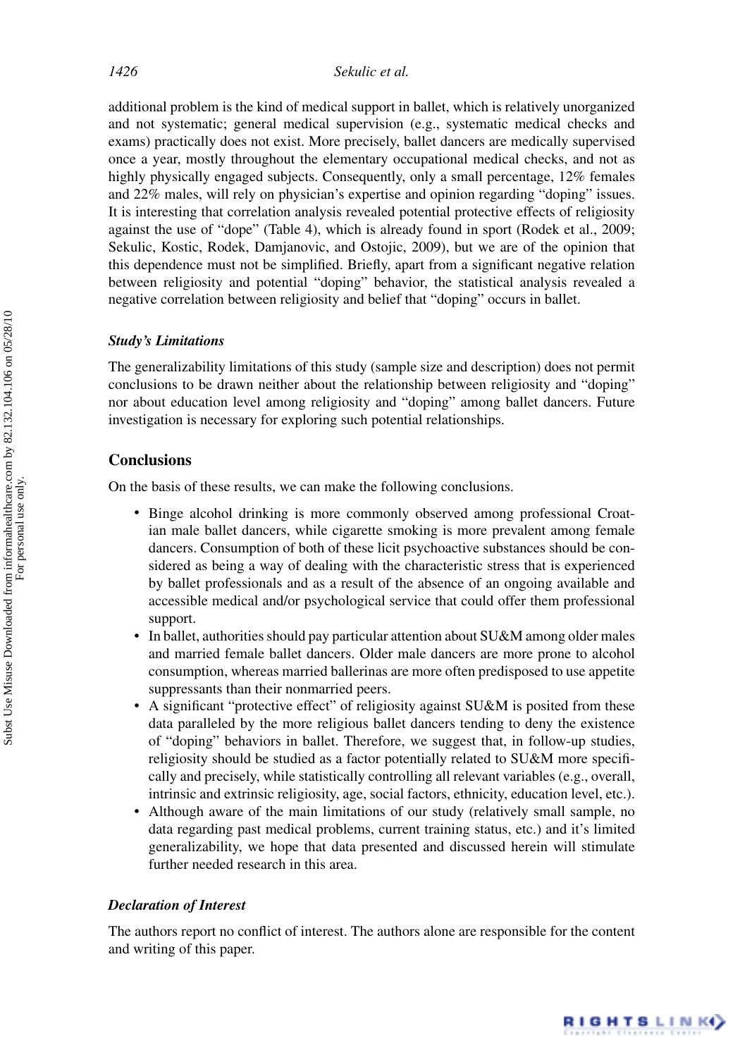additional problem is the kind of medical support in ballet, which is relatively unorganized and not systematic; general medical supervision (e.g., systematic medical checks and exams) practically does not exist. More precisely, ballet dancers are medically supervised once a year, mostly throughout the elementary occupational medical checks, and not as highly physically engaged subjects. Consequently, only a small percentage, 12% females and 22% males, will rely on physician's expertise and opinion regarding "doping" issues. It is interesting that correlation analysis revealed potential protective effects of religiosity against the use of "dope" (Table 4), which is already found in sport (Rodek et al., 2009; Sekulic, Kostic, Rodek, Damjanovic, and Ostojic, 2009), but we are of the opinion that this dependence must not be simplified. Briefly, apart from a significant negative relation between religiosity and potential "doping" behavior, the statistical analysis revealed a negative correlation between religiosity and belief that "doping" occurs in ballet.

### *Study's Limitations*

The generalizability limitations of this study (sample size and description) does not permit conclusions to be drawn neither about the relationship between religiosity and "doping" nor about education level among religiosity and "doping" among ballet dancers. Future investigation is necessary for exploring such potential relationships.

## Conclusions

On the basis of these results, we can make the following conclusions.

- Binge alcohol drinking is more commonly observed among professional Croatian male ballet dancers, while cigarette smoking is more prevalent among female dancers. Consumption of both of these licit psychoactive substances should be considered as being a way of dealing with the characteristic stress that is experienced by ballet professionals and as a result of the absence of an ongoing available and accessible medical and/or psychological service that could offer them professional support.
- In ballet, authorities should pay particular attention about SU&M among older males and married female ballet dancers. Older male dancers are more prone to alcohol consumption, whereas married ballerinas are more often predisposed to use appetite suppressants than their nonmarried peers.
- A significant "protective effect" of religiosity against SU&M is posited from these data paralleled by the more religious ballet dancers tending to deny the existence of "doping" behaviors in ballet. Therefore, we suggest that, in follow-up studies, religiosity should be studied as a factor potentially related to SU&M more specifically and precisely, while statistically controlling all relevant variables (e.g., overall, intrinsic and extrinsic religiosity, age, social factors, ethnicity, education level, etc.).
- Although aware of the main limitations of our study (relatively small sample, no data regarding past medical problems, current training status, etc.) and it's limited generalizability, we hope that data presented and discussed herein will stimulate further needed research in this area.

### *Declaration of Interest*

The authors report no conflict of interest. The authors alone are responsible for the content and writing of this paper.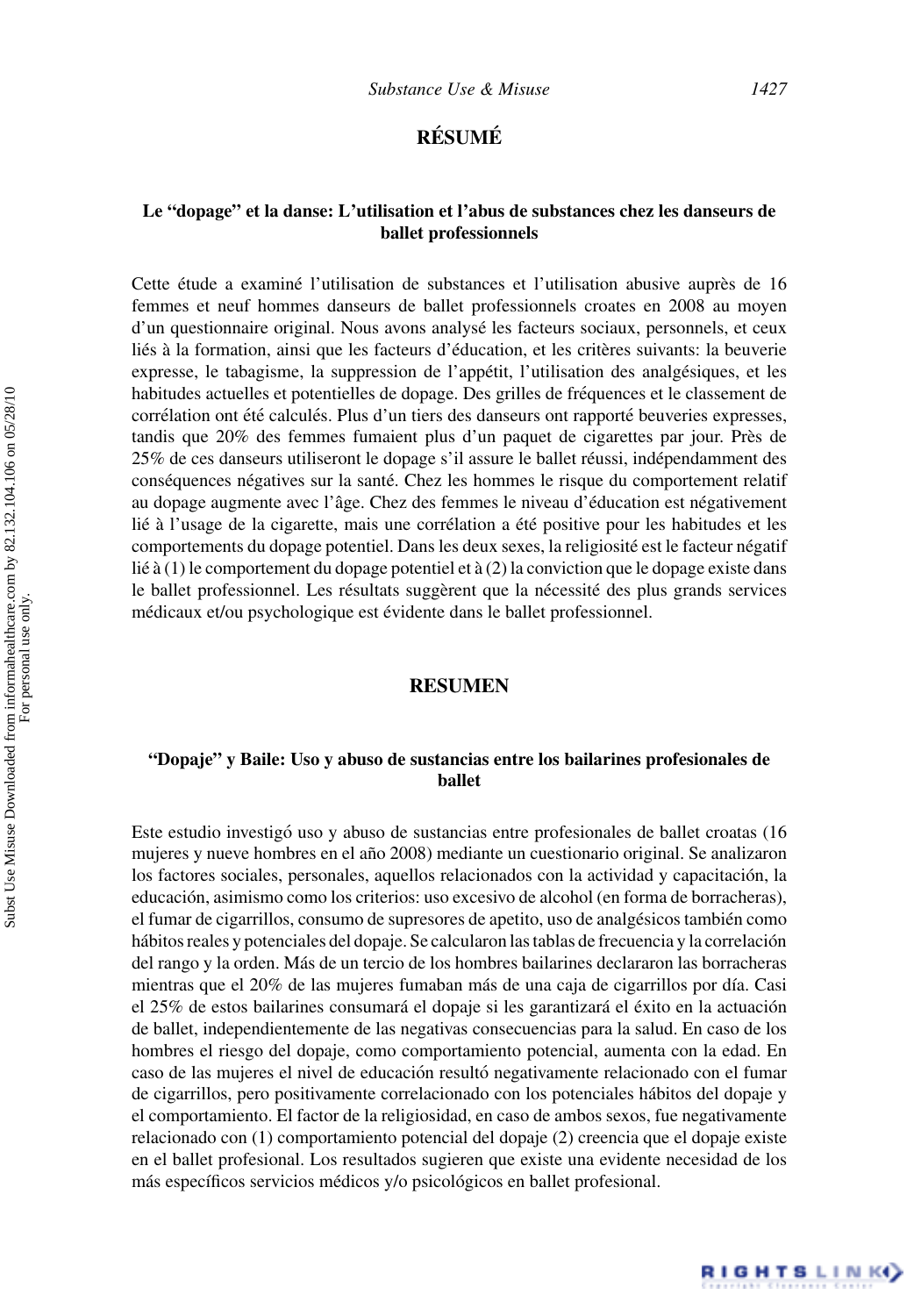## RÉSUMÉ

### Le "dopage" et la danse: L'utilisation et l'abus de substances chez les danseurs de ballet professionnels

Cette étude a examiné l'utilisation de substances et l'utilisation abusive auprès de 16 femmes et neuf hommes danseurs de ballet professionnels croates en 2008 au moyen d'un questionnaire original. Nous avons analysé les facteurs sociaux, personnels, et ceux liés à la formation, ainsi que les facteurs d'éducation, et les critères suivants: la beuverie expresse, le tabagisme, la suppression de l'appétit, l'utilisation des analgésiques, et les habitudes actuelles et potentielles de dopage. Des grilles de fréquences et le classement de corrélation ont été calculés. Plus d'un tiers des danseurs ont rapporté beuveries expresses, tandis que 20% des femmes fumaient plus d'un paquet de cigarettes par jour. Près de 25% de ces danseurs utiliseront le dopage s'il assure le ballet réussi, indépendamment des conséquences négatives sur la santé. Chez les hommes le risque du comportement relatif au dopage augmente avec l'âge. Chez des femmes le niveau d'éducation est négativement lié à l'usage de la cigarette, mais une corrélation a été positive pour les habitudes et les comportements du dopage potentiel. Dans les deux sexes, la religiosité est le facteur négatif lié à (1) le comportement du dopage potentiel et à (2) la conviction que le dopage existe dans le ballet professionnel. Les résultats suggèrent que la nécessité des plus grands services médicaux et/ou psychologique est évidente dans le ballet professionnel.

## RESUMEN

### "Dopaje" y Baile: Uso y abuso de sustancias entre los bailarines profesionales de ballet

Este estudio investigó uso y abuso de sustancias entre profesionales de ballet croatas (16 mujeres y nueve hombres en el año 2008) mediante un cuestionario original. Se analizaron los factores sociales, personales, aquellos relacionados con la actividad y capacitación, la educación, asimismo como los criterios: uso excesivo de alcohol (en forma de borracheras), el fumar de cigarrillos, consumo de supresores de apetito, uso de analgésicos también como hábitos reales y potenciales del dopaje. Se calcularon las tablas de frecuencia y la correlación del rango y la orden. Más de un tercio de los hombres bailarines declararon las borracheras mientras que el 20% de las mujeres fumaban más de una caja de cigarrillos por día. Casi el 25% de estos bailarines consumará el dopaje si les garantizará el éxito en la actuación de ballet, independientemente de las negativas consecuencias para la salud. En caso de los hombres el riesgo del dopaje, como comportamiento potencial, aumenta con la edad. En caso de las mujeres el nivel de educación resultó negativamente relacionado con el fumar de cigarrillos, pero positivamente correlacionado con los potenciales hábitos del dopaje y el comportamiento. El factor de la religiosidad, en caso de ambos sexos, fue negativamente relacionado con (1) comportamiento potencial del dopaje (2) creencia que el dopaje existe en el ballet profesional. Los resultados sugieren que existe una evidente necesidad de los más específicos servicios médicos y/o psicológicos en ballet profesional.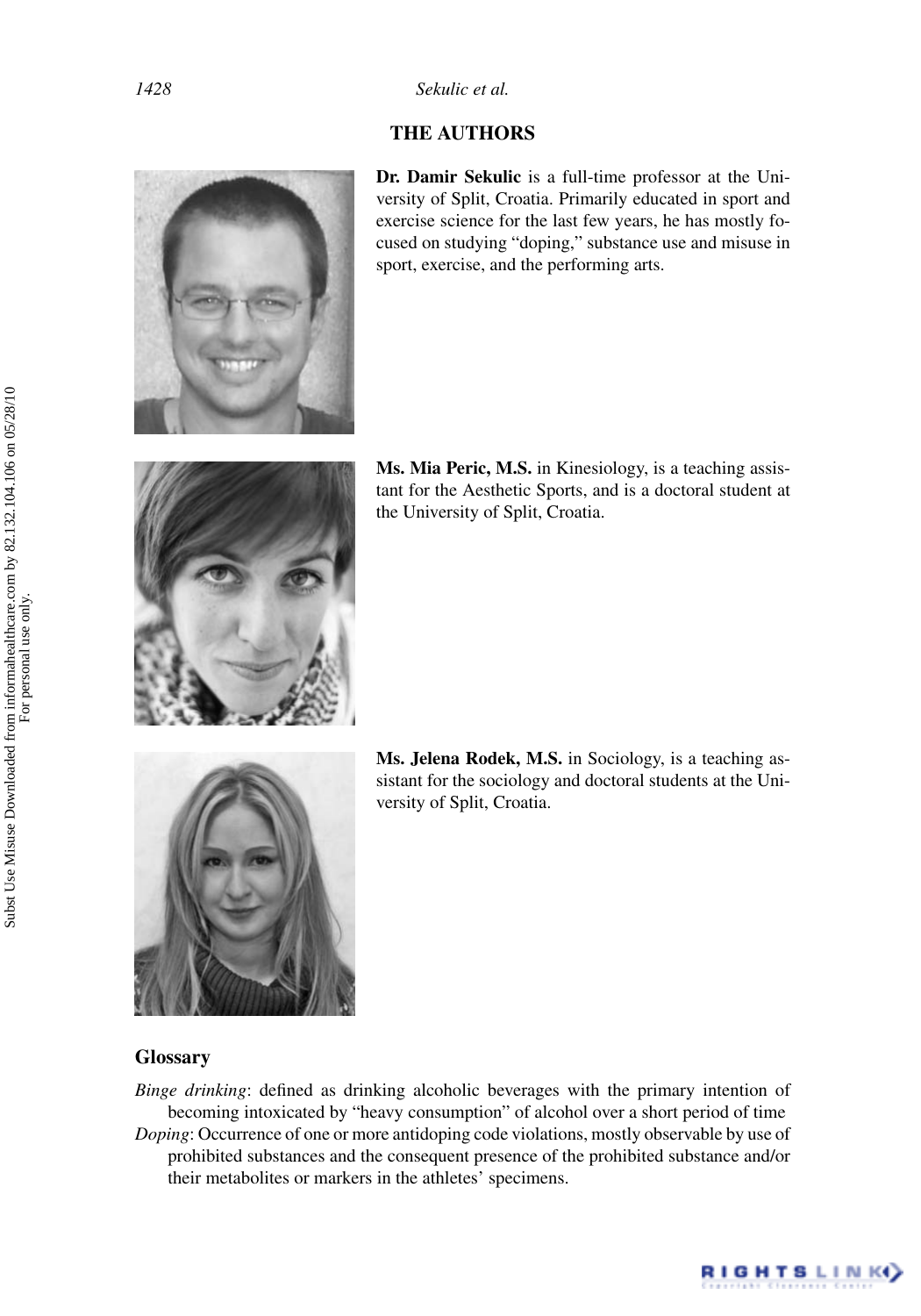## THE AUTHORS

**Dr. Damir Sekulic** is a full-time professor at the University of Split, Croatia. Primarily educated in sport and exercise science for the last few years, he has mostly focused on studying "doping," substance use and misuse in sport, exercise, and the performing arts.

**Ms. Mia Peric, M.S.** in Kinesiology, is a teaching assistant for the Aesthetic Sports, and is a doctoral student at the University of Split, Croatia.

**Ms. Jelena Rodek, M.S.** in Sociology, is a teaching assistant for the sociology and doctoral students at the University of Split, Croatia.

## Glossary

*Binge drinking*: defined as drinking alcoholic beverages with the primary intention of becoming intoxicated by "heavy consumption" of alcohol over a short period of time

*Doping*: Occurrence of one or more antidoping code violations, mostly observable by use of prohibited substances and the consequent presence of the prohibited substance and/or their metabolites or markers in the athletes' specimens.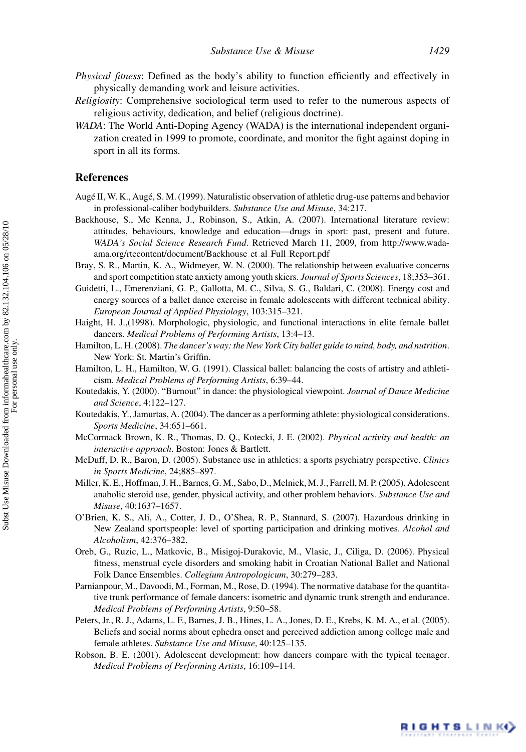*Physical fitness*: Defined as the body's ability to function efficiently and effectively in physically demanding work and leisure activities.

*Religiosity*: Comprehensive sociological term used to refer to the numerous aspects of religious activity, dedication, and belief (religious doctrine).

*WADA*: The World Anti-Doping Agency (WADA) is the international independent organization created in 1999 to promote, coordinate, and monitor the fight against doping in sport in all its forms.

## References

Augé II, W. K., Augé, S. M. (1999). Naturalistic observation of athletic drug-use patterns and behavior in professional-caliber bodybuilders. *Substance Use and Misuse*, 34:217.

Backhouse, S., Mc Kenna, J., Robinson, S., Atkin, A. (2007). International literature review: attitudes, behaviours, knowledge and education—drugs in sport: past, present and future. *WADA's Social Science Research Fund*. Retrieved March 11, 2009, from http://www.wada-ama.org/rtecontent/document/Backhouse_et_al_Full_Report.pdf

Bray, S. R., Martin, K. A., Widmeyer, W. N. (2000). The relationship between evaluative concerns and sport competition state anxiety among youth skiers. *Journal of Sports Sciences*, 18;353–361.

Guidetti, L., Emerenziani, G. P., Gallotta, M. C., Silva, S. G., Baldari, C. (2008). Energy cost and energy sources of a ballet dance exercise in female adolescents with different technical ability. *European Journal of Applied Physiology*, 103:315–321.

Haight, H. J.,(1998). Morphologic, physiologic, and functional interactions in elite female ballet dancers. *Medical Problems of Performing Artists*, 13:4–13.

Hamilton, L. H. (2008). *The dancer's way: the New York City ballet guide to mind, body, and nutrition*. New York: St. Martin's Griffin.

Hamilton, L. H., Hamilton, W. G. (1991). Classical ballet: balancing the costs of artistry and athleticism. *Medical Problems of Performing Artists*, 6:39–44.

Koutedakis, Y. (2000). "Burnout" in dance: the physiological viewpoint. *Journal of Dance Medicine and Science*, 4:122–127.

Koutedakis, Y., Jamurtas, A. (2004). The dancer as a performing athlete: physiological considerations. *Sports Medicine*, 34:651–661.

McCormack Brown, K. R., Thomas, D. Q., Kotecki, J. E. (2002). *Physical activity and health: an interactive approach*. Boston: Jones & Bartlett.

McDuff, D. R., Baron, D. (2005). Substance use in athletics: a sports psychiatry perspective. *Clinics in Sports Medicine*, 24;885–897.

Miller, K. E., Hoffman, J. H., Barnes, G. M., Sabo, D., Melnick, M. J., Farrell, M. P. (2005). Adolescent anabolic steroid use, gender, physical activity, and other problem behaviors. *Substance Use and Misuse*, 40:1637–1657.

O'Brien, K. S., Ali, A., Cotter, J. D., O'Shea, R. P., Stannard, S. (2007). Hazardous drinking in New Zealand sportspeople: level of sporting participation and drinking motives. *Alcohol and Alcoholism*, 42:376–382.

Oreb, G., Ruzic, L., Matkovic, B., Misigoj-Durakovic, M., Vlasic, J., Ciliga, D. (2006). Physical fitness, menstrual cycle disorders and smoking habit in Croatian National Ballet and National Folk Dance Ensembles. *Collegium Antropologicum*, 30:279–283.

Parnianpour, M., Davoodi, M., Forman, M., Rose, D. (1994). The normative database for the quantitative trunk performance of female dancers: isometric and dynamic trunk strength and endurance. *Medical Problems of Performing Artists*, 9:50–58.

Peters, Jr., R. J., Adams, L. F., Barnes, J. B., Hines, L. A., Jones, D. E., Krebs, K. M. A., et al. (2005). Beliefs and social norms about ephedra onset and perceived addiction among college male and female athletes. *Substance Use and Misuse*, 40:125–135.

Robson, B. E. (2001). Adolescent development: how dancers compare with the typical teenager. *Medical Problems of Performing Artists*, 16:109–114.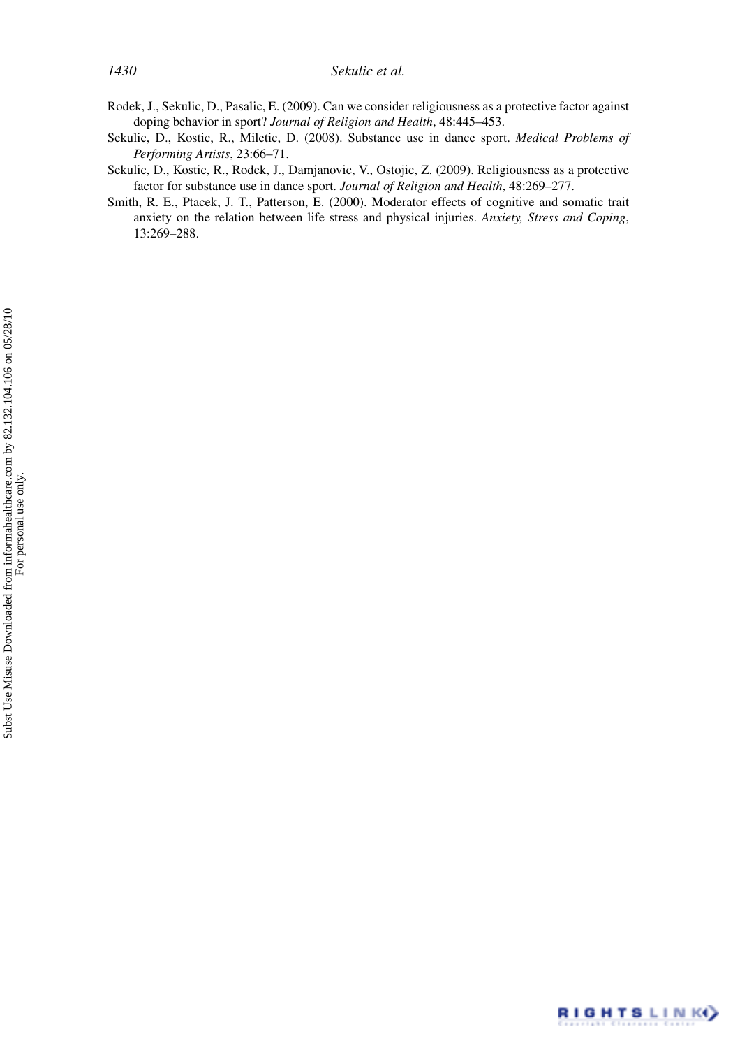Rodek, J., Sekulic, D., Pasalic, E. (2009). Can we consider religiousness as a protective factor against doping behavior in sport? *Journal of Religion and Health*, 48:445–453.

Sekulic, D., Kostic, R., Miletic, D. (2008). Substance use in dance sport. *Medical Problems of Performing Artists*, 23:66–71.

Sekulic, D., Kostic, R., Rodek, J., Damjanovic, V., Ostojic, Z. (2009). Religiousness as a protective factor for substance use in dance sport. *Journal of Religion and Health*, 48:269–277.

Smith, R. E., Ptacek, J. T., Patterson, E. (2000). Moderator effects of cognitive and somatic trait anxiety on the relation between life stress and physical injuries. *Anxiety, Stress and Coping*, 13:269–288.